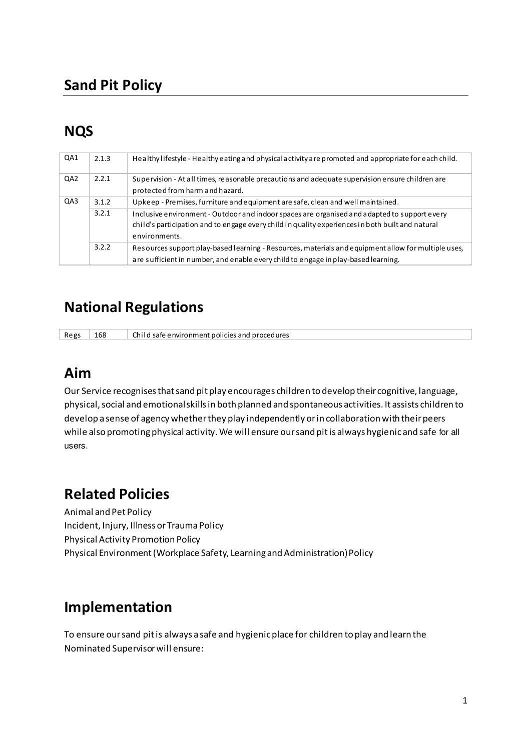# Sand Pit Policy

## NQS

| | | |
|---|---|---|
| QA1 | 2.1.3 | Healthy lifestyle - Healthy eating and physical activity are promoted and appropriate for each child. |
| QA2 | 2.2.1 | Supervision - At all times, reasonable precautions and adequate supervision ensure children are protected from harm and hazard. |
| QA3 | 3.1.2 | Upkeep - Premises, furniture and equipment are safe, clean and well maintained. |
| | 3.2.1 | Inclusive environment - Outdoor and indoor spaces are organised and adapted to support every child's participation and to engage every child in quality experiences in both built and natural environments. |
| | 3.2.2 | Resources support play-based learning - Resources, materials and equipment allow for multiple uses, are sufficient in number, and enable every child to engage in play-based learning. |

## National Regulations

| | | |
|---|---|---|
| Regs | 168 | Child safe environment policies and procedures |

## Aim

Our Service recognises that sand pit play encourages children to develop their cognitive, language, physical, social and emotional skills in both planned and spontaneous activities. It assists children to develop a sense of agency whether they play independently or in collaboration with their peers while also promoting physical activity. We will ensure our sand pit is always hygienic and safe for all users.

## Related Policies

Animal and Pet Policy
Incident, Injury, Illness or Trauma Policy
Physical Activity Promotion Policy
Physical Environment (Workplace Safety, Learning and Administration) Policy

## Implementation

To ensure our sand pit is always a safe and hygienic place for children to play and learn the Nominated Supervisor will ensure: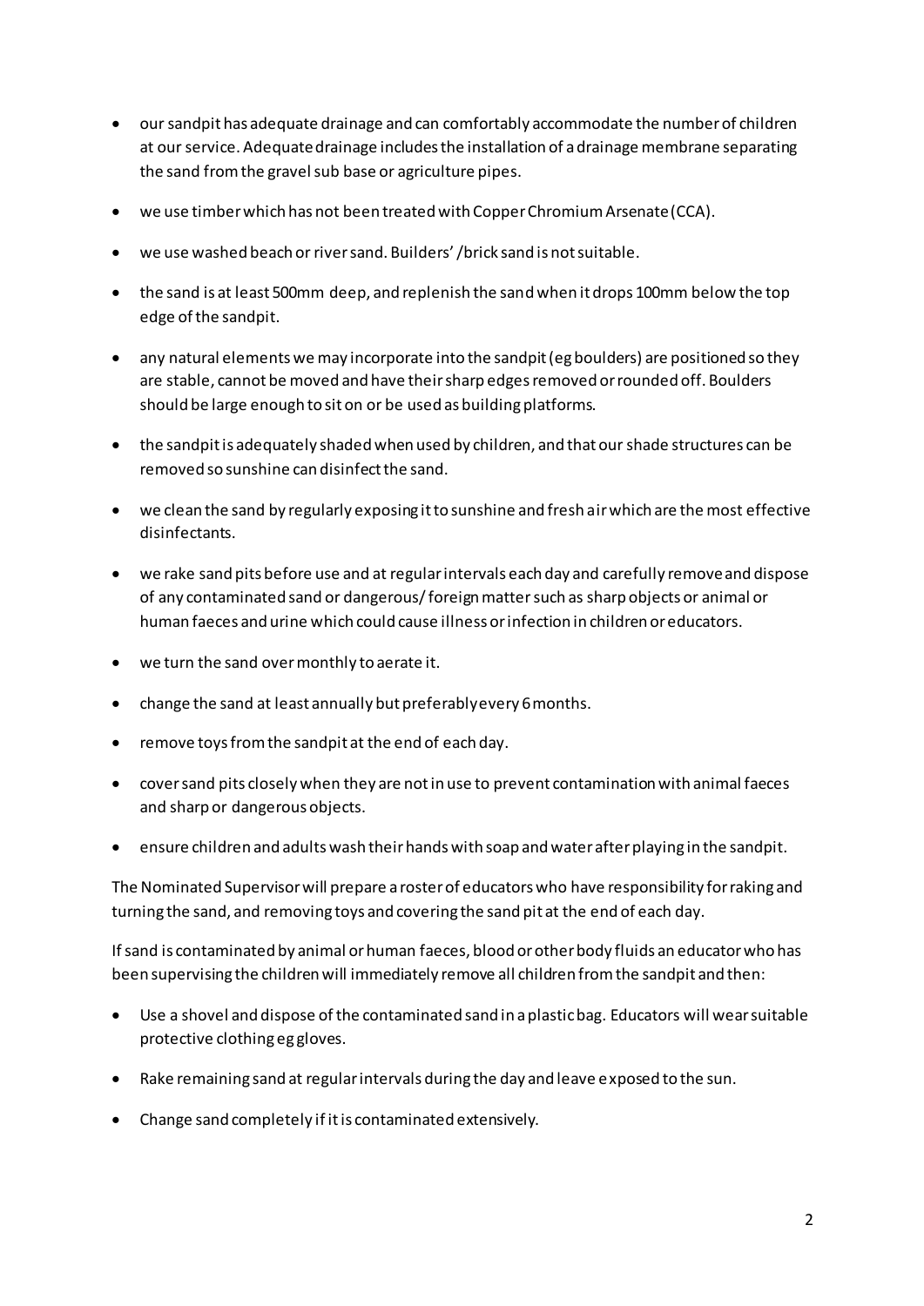- our sandpit has adequate drainage and can comfortably accommodate the number of children at our service. Adequate drainage includes the installation of a drainage membrane separating the sand from the gravel sub base or agriculture pipes.
- we use timber which has not been treated with Copper Chromium Arsenate (CCA).
- we use washed beach or river sand. Builders' /brick sand is not suitable.
- the sand is at least 500mm deep, and replenish the sand when it drops 100mm below the top edge of the sandpit.
- any natural elements we may incorporate into the sandpit (eg boulders) are positioned so they are stable, cannot be moved and have their sharp edges removed or rounded off. Boulders should be large enough to sit on or be used as building platforms.
- the sandpit is adequately shaded when used by children, and that our shade structures can be removed so sunshine can disinfect the sand.
- we clean the sand by regularly exposing it to sunshine and fresh air which are the most effective disinfectants.
- we rake sand pits before use and at regular intervals each day and carefully remove and dispose of any contaminated sand or dangerous/ foreign matter such as sharp objects or animal or human faeces and urine which could cause illness or infection in children or educators.
- we turn the sand over monthly to aerate it.
- change the sand at least annually but preferably every 6 months.
- remove toys from the sandpit at the end of each day.
- cover sand pits closely when they are not in use to prevent contamination with animal faeces and sharp or dangerous objects.
- ensure children and adults wash their hands with soap and water after playing in the sandpit.

The Nominated Supervisor will prepare a roster of educators who have responsibility for raking and turning the sand, and removing toys and covering the sand pit at the end of each day.

If sand is contaminated by animal or human faeces, blood or other body fluids an educator who has been supervising the children will immediately remove all children from the sandpit and then:

- Use a shovel and dispose of the contaminated sand in a plastic bag. Educators will wear suitable protective clothing eg gloves.
- Rake remaining sand at regular intervals during the day and leave exposed to the sun.
- Change sand completely if it is contaminated extensively.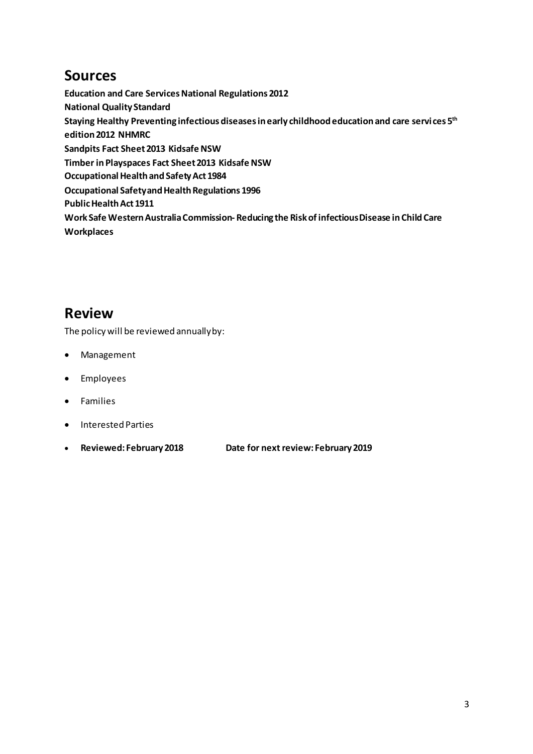## Sources

**Education and Care Services National Regulations 2012**
**National Quality Standard**
**Staying Healthy Preventing infectious diseases in early childhood education and care services 5th edition 2012 NHMRC**
**Sandpits Fact Sheet 2013 Kidsafe NSW**
**Timber in Playspaces Fact Sheet 2013 Kidsafe NSW**
**Occupational Health and Safety Act 1984**
**Occupational Safety and Health Regulations 1996**
**Public Health Act 1911**
**Work Safe Western Australia Commission- Reducing the Risk of infectious Disease in Child Care Workplaces**

## Review

The policy will be reviewed annually by:

- Management
- Employees
- Families
- Interested Parties
- **Reviewed: February 2018** **Date for next review: February 2019**